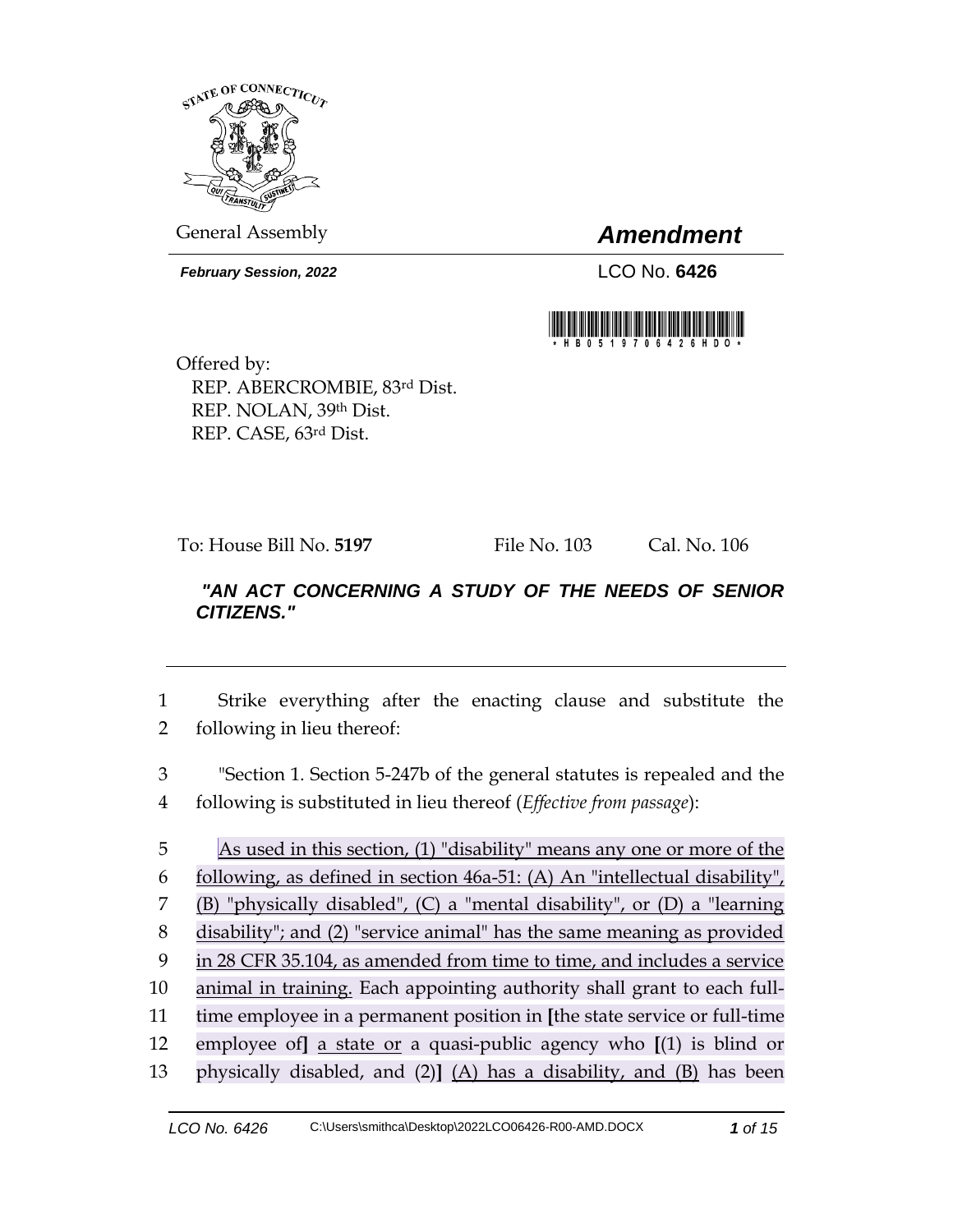STATE OF CONNECTICUT

General Assembly

# *Amendment*

***February Session, 2022***

LCO No. **6426**

\*HB0519706426HDO\*

Offered by:
REP. ABERCROMBIE, 83rd Dist.
REP. NOLAN, 39th Dist.
REP. CASE, 63rd Dist.

To: House Bill No. **5197** File No. 103 Cal. No. 106

***"AN ACT CONCERNING A STUDY OF THE NEEDS OF SENIOR CITIZENS."***

---

1 Strike everything after the enacting clause and substitute the
2 following in lieu thereof:

3 "Section 1. Section 5-247b of the general statutes is repealed and the
4 following is substituted in lieu thereof (*Effective from passage*):

5 <u>As used in this section, (1) "disability" means any one or more of the</u>
6 <u>following, as defined in section 46a-51: (A) An "intellectual disability",</u>
7 <u>(B) "physically disabled", (C) a "mental disability", or (D) a "learning</u>
8 <u>disability"; and (2) "service animal" has the same meaning as provided</u>
9 <u>in 28 CFR 35.104, as amended from time to time, and includes a service</u>
10 <u>animal in training.</u> Each appointing authority shall grant to each full-
11 time employee in a permanent position in **[**the state service or full-time
12 employee of**]** <u>a state or</u> a quasi-public agency who **[**(1) is blind or
13 physically disabled, and (2)**]** <u>(A) has a disability, and (B)</u> has been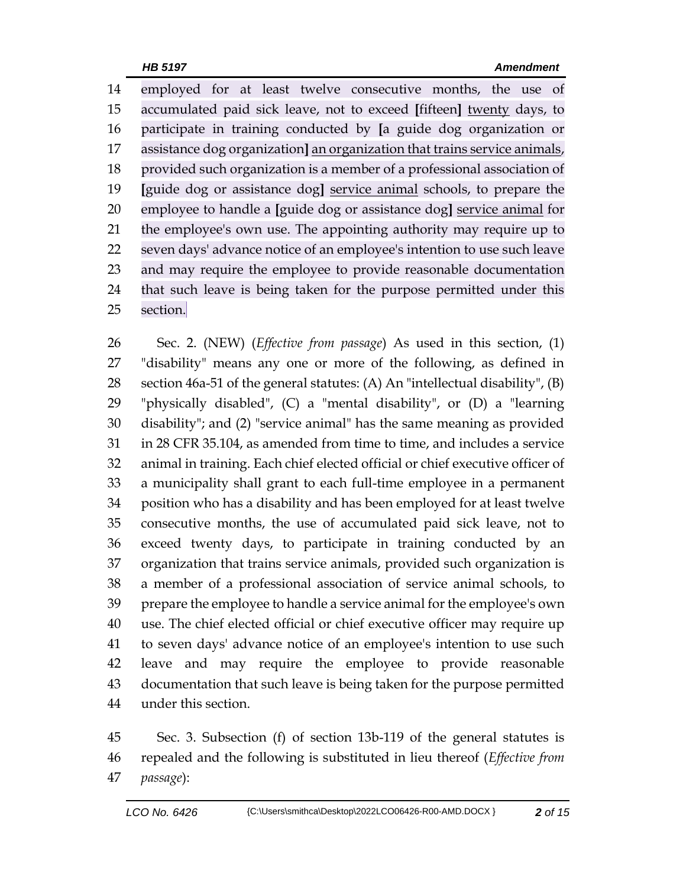employed for at least twelve consecutive months, the use of accumulated paid sick leave, not to exceed [fifteen] <u>twenty</u> days, to participate in training conducted by [a guide dog organization or assistance dog organization] <u>an organization that trains service animals</u>, provided such organization is a member of a professional association of [guide dog or assistance dog] <u>service animal</u> schools, to prepare the employee to handle a [guide dog or assistance dog] <u>service animal</u> for the employee's own use. The appointing authority may require up to seven days' advance notice of an employee's intention to use such leave and may require the employee to provide reasonable documentation that such leave is being taken for the purpose permitted under this section.

Sec. 2. (NEW) (*Effective from passage*) As used in this section, (1) "disability" means any one or more of the following, as defined in section 46a-51 of the general statutes: (A) An "intellectual disability", (B) "physically disabled", (C) a "mental disability", or (D) a "learning disability"; and (2) "service animal" has the same meaning as provided in 28 CFR 35.104, as amended from time to time, and includes a service animal in training. Each chief elected official or chief executive officer of a municipality shall grant to each full-time employee in a permanent position who has a disability and has been employed for at least twelve consecutive months, the use of accumulated paid sick leave, not to exceed twenty days, to participate in training conducted by an organization that trains service animals, provided such organization is a member of a professional association of service animal schools, to prepare the employee to handle a service animal for the employee's own use. The chief elected official or chief executive officer may require up to seven days' advance notice of an employee's intention to use such leave and may require the employee to provide reasonable documentation that such leave is being taken for the purpose permitted under this section.

Sec. 3. Subsection (f) of section 13b-119 of the general statutes is repealed and the following is substituted in lieu thereof (*Effective from passage*):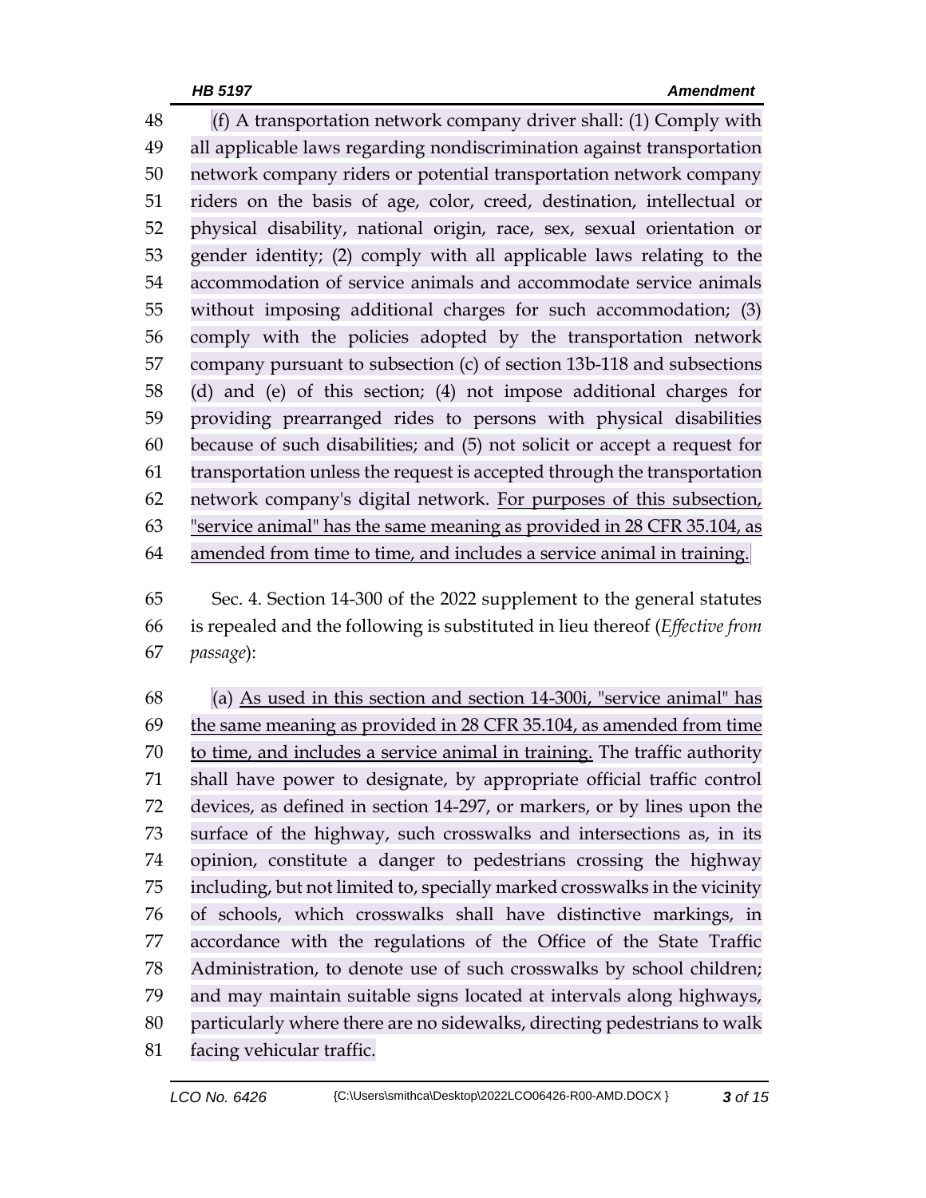(f) A transportation network company driver shall: (1) Comply with all applicable laws regarding nondiscrimination against transportation network company riders or potential transportation network company riders on the basis of age, color, creed, destination, intellectual or physical disability, national origin, race, sex, sexual orientation or gender identity; (2) comply with all applicable laws relating to the accommodation of service animals and accommodate service animals without imposing additional charges for such accommodation; (3) comply with the policies adopted by the transportation network company pursuant to subsection (c) of section 13b-118 and subsections (d) and (e) of this section; (4) not impose additional charges for providing prearranged rides to persons with physical disabilities because of such disabilities; and (5) not solicit or accept a request for transportation unless the request is accepted through the transportation network company's digital network. <u>For purposes of this subsection, "service animal" has the same meaning as provided in 28 CFR 35.104, as amended from time to time, and includes a service animal in training.</u>

Sec. 4. Section 14-300 of the 2022 supplement to the general statutes is repealed and the following is substituted in lieu thereof (*Effective from passage*):

(a) <u>As used in this section and section 14-300i, "service animal" has the same meaning as provided in 28 CFR 35.104, as amended from time to time, and includes a service animal in training.</u> The traffic authority shall have power to designate, by appropriate official traffic control devices, as defined in section 14-297, or markers, or by lines upon the surface of the highway, such crosswalks and intersections as, in its opinion, constitute a danger to pedestrians crossing the highway including, but not limited to, specially marked crosswalks in the vicinity of schools, which crosswalks shall have distinctive markings, in accordance with the regulations of the Office of the State Traffic Administration, to denote use of such crosswalks by school children; and may maintain suitable signs located at intervals along highways, particularly where there are no sidewalks, directing pedestrians to walk facing vehicular traffic.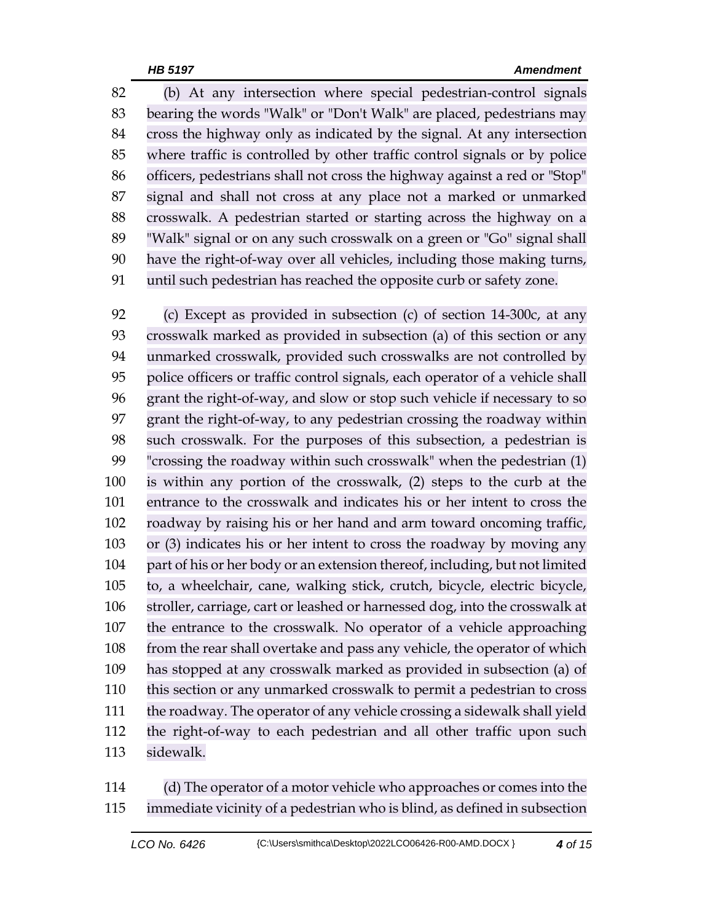(b) At any intersection where special pedestrian-control signals bearing the words "Walk" or "Don't Walk" are placed, pedestrians may cross the highway only as indicated by the signal. At any intersection where traffic is controlled by other traffic control signals or by police officers, pedestrians shall not cross the highway against a red or "Stop" signal and shall not cross at any place not a marked or unmarked crosswalk. A pedestrian started or starting across the highway on a "Walk" signal or on any such crosswalk on a green or "Go" signal shall have the right-of-way over all vehicles, including those making turns, until such pedestrian has reached the opposite curb or safety zone.

(c) Except as provided in subsection (c) of section 14-300c, at any crosswalk marked as provided in subsection (a) of this section or any unmarked crosswalk, provided such crosswalks are not controlled by police officers or traffic control signals, each operator of a vehicle shall grant the right-of-way, and slow or stop such vehicle if necessary to so grant the right-of-way, to any pedestrian crossing the roadway within such crosswalk. For the purposes of this subsection, a pedestrian is "crossing the roadway within such crosswalk" when the pedestrian (1) is within any portion of the crosswalk, (2) steps to the curb at the entrance to the crosswalk and indicates his or her intent to cross the roadway by raising his or her hand and arm toward oncoming traffic, or (3) indicates his or her intent to cross the roadway by moving any part of his or her body or an extension thereof, including, but not limited to, a wheelchair, cane, walking stick, crutch, bicycle, electric bicycle, stroller, carriage, cart or leashed or harnessed dog, into the crosswalk at the entrance to the crosswalk. No operator of a vehicle approaching from the rear shall overtake and pass any vehicle, the operator of which has stopped at any crosswalk marked as provided in subsection (a) of this section or any unmarked crosswalk to permit a pedestrian to cross the roadway. The operator of any vehicle crossing a sidewalk shall yield the right-of-way to each pedestrian and all other traffic upon such sidewalk.

(d) The operator of a motor vehicle who approaches or comes into the immediate vicinity of a pedestrian who is blind, as defined in subsection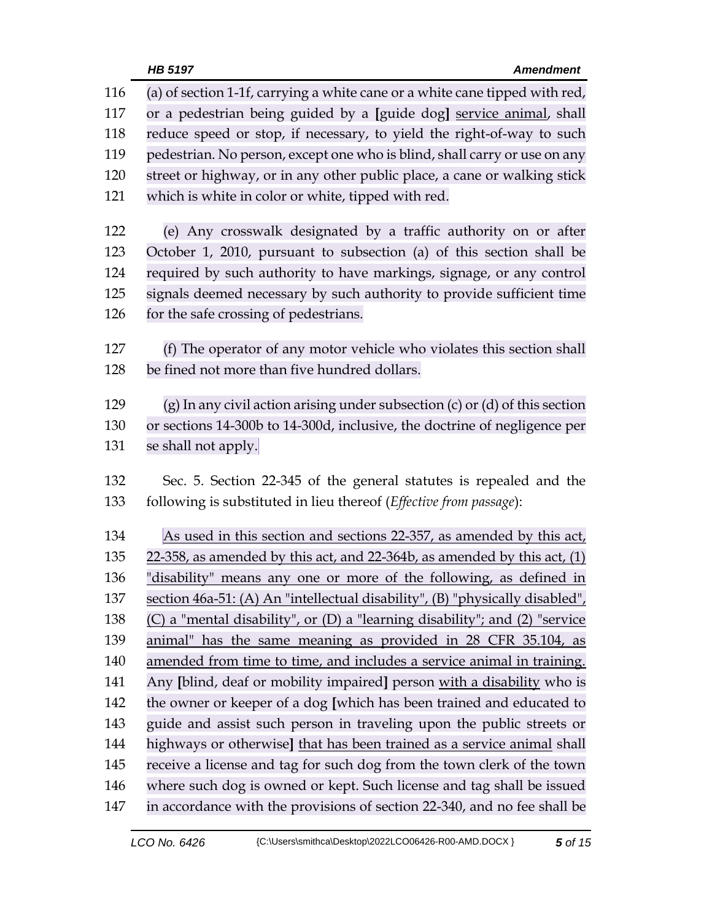116 (a) of section 1-1f, carrying a white cane or a white cane tipped with red,
117 or a pedestrian being guided by a [guide dog] <u>service animal</u>, shall
118 reduce speed or stop, if necessary, to yield the right-of-way to such
119 pedestrian. No person, except one who is blind, shall carry or use on any
120 street or highway, or in any other public place, a cane or walking stick
121 which is white in color or white, tipped with red.

122 (e) Any crosswalk designated by a traffic authority on or after
123 October 1, 2010, pursuant to subsection (a) of this section shall be
124 required by such authority to have markings, signage, or any control
125 signals deemed necessary by such authority to provide sufficient time
126 for the safe crossing of pedestrians.

127 (f) The operator of any motor vehicle who violates this section shall
128 be fined not more than five hundred dollars.

129 (g) In any civil action arising under subsection (c) or (d) of this section
130 or sections 14-300b to 14-300d, inclusive, the doctrine of negligence per
131 se shall not apply.

132 Sec. 5. Section 22-345 of the general statutes is repealed and the
133 following is substituted in lieu thereof (*Effective from passage*):

134 <u>As used in this section and sections 22-357, as amended by this act,</u>
135 <u>22-358, as amended by this act, and 22-364b, as amended by this act, (1)</u>
136 <u>"disability" means any one or more of the following, as defined in</u>
137 <u>section 46a-51: (A) An "intellectual disability", (B) "physically disabled",</u>
138 <u>(C) a "mental disability", or (D) a "learning disability"; and (2) "service</u>
139 <u>animal" has the same meaning as provided in 28 CFR 35.104, as</u>
140 <u>amended from time to time, and includes a service animal in training.</u>
141 Any [blind, deaf or mobility impaired] person <u>with a disability</u> who is
142 the owner or keeper of a dog [which has been trained and educated to
143 guide and assist such person in traveling upon the public streets or
144 highways or otherwise] <u>that has been trained as a service animal</u> shall
145 receive a license and tag for such dog from the town clerk of the town
146 where such dog is owned or kept. Such license and tag shall be issued
147 in accordance with the provisions of section 22-340, and no fee shall be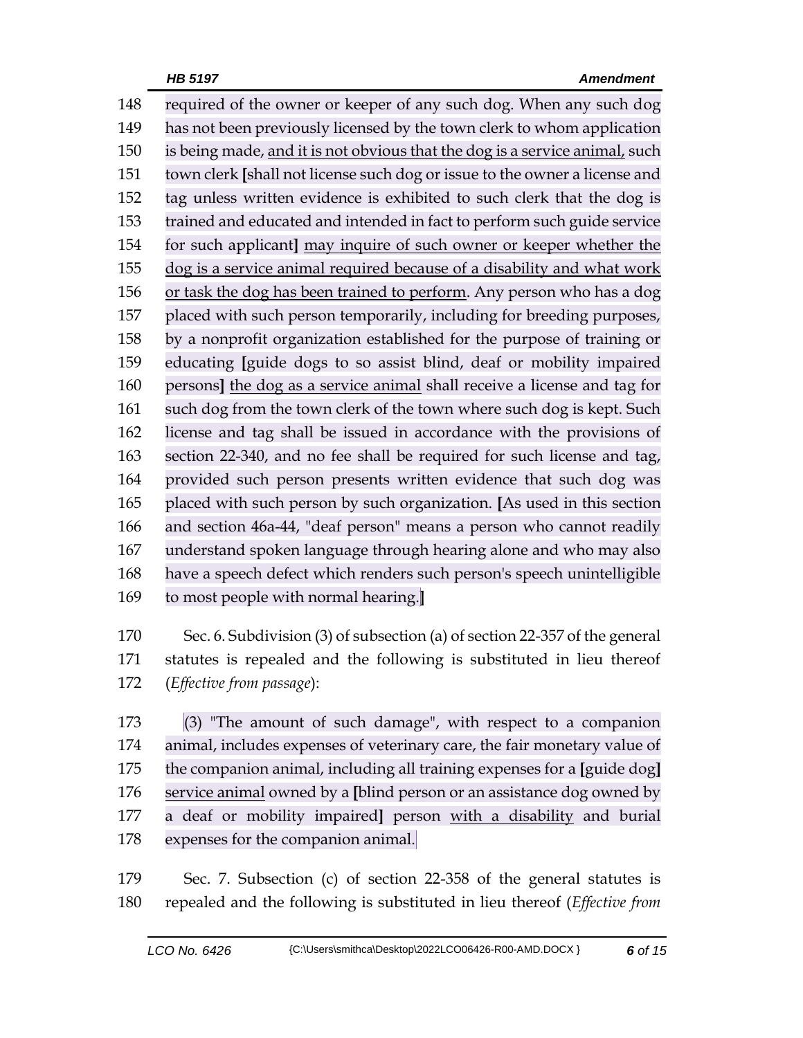required of the owner or keeper of any such dog. When any such dog has not been previously licensed by the town clerk to whom application is being made, <u>and it is not obvious that the dog is a service animal,</u> such town clerk **[**shall not license such dog or issue to the owner a license and tag unless written evidence is exhibited to such clerk that the dog is trained and educated and intended in fact to perform such guide service for such applicant**]** <u>may inquire of such owner or keeper whether the dog is a service animal required because of a disability and what work or task the dog has been trained to perform</u>. Any person who has a dog placed with such person temporarily, including for breeding purposes, by a nonprofit organization established for the purpose of training or educating **[**guide dogs to so assist blind, deaf or mobility impaired persons**]** <u>the dog as a service animal</u> shall receive a license and tag for such dog from the town clerk of the town where such dog is kept. Such license and tag shall be issued in accordance with the provisions of section 22-340, and no fee shall be required for such license and tag, provided such person presents written evidence that such dog was placed with such person by such organization. **[**As used in this section and section 46a-44, "deaf person" means a person who cannot readily understand spoken language through hearing alone and who may also have a speech defect which renders such person's speech unintelligible to most people with normal hearing.**]**

Sec. 6. Subdivision (3) of subsection (a) of section 22-357 of the general statutes is repealed and the following is substituted in lieu thereof (*Effective from passage*):

(3) "The amount of such damage", with respect to a companion animal, includes expenses of veterinary care, the fair monetary value of the companion animal, including all training expenses for a **[**guide dog**]** <u>service animal</u> owned by a **[**blind person or an assistance dog owned by a deaf or mobility impaired**]** person <u>with a disability</u> and burial expenses for the companion animal.

Sec. 7. Subsection (c) of section 22-358 of the general statutes is repealed and the following is substituted in lieu thereof (*Effective from*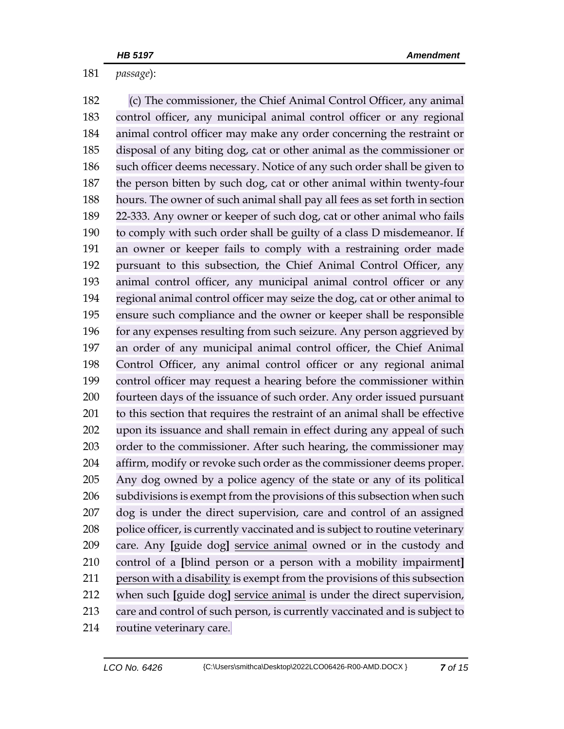passage):

(c) The commissioner, the Chief Animal Control Officer, any animal control officer, any municipal animal control officer or any regional animal control officer may make any order concerning the restraint or disposal of any biting dog, cat or other animal as the commissioner or such officer deems necessary. Notice of any such order shall be given to the person bitten by such dog, cat or other animal within twenty-four hours. The owner of such animal shall pay all fees as set forth in section 22-333. Any owner or keeper of such dog, cat or other animal who fails to comply with such order shall be guilty of a class D misdemeanor. If an owner or keeper fails to comply with a restraining order made pursuant to this subsection, the Chief Animal Control Officer, any animal control officer, any municipal animal control officer or any regional animal control officer may seize the dog, cat or other animal to ensure such compliance and the owner or keeper shall be responsible for any expenses resulting from such seizure. Any person aggrieved by an order of any municipal animal control officer, the Chief Animal Control Officer, any animal control officer or any regional animal control officer may request a hearing before the commissioner within fourteen days of the issuance of such order. Any order issued pursuant to this section that requires the restraint of an animal shall be effective upon its issuance and shall remain in effect during any appeal of such order to the commissioner. After such hearing, the commissioner may affirm, modify or revoke such order as the commissioner deems proper. Any dog owned by a police agency of the state or any of its political subdivisions is exempt from the provisions of this subsection when such dog is under the direct supervision, care and control of an assigned police officer, is currently vaccinated and is subject to routine veterinary care. Any [guide dog] <u>service animal</u> owned or in the custody and control of a [blind person or a person with a mobility impairment] <u>person with a disability</u> is exempt from the provisions of this subsection when such [guide dog] <u>service animal</u> is under the direct supervision, care and control of such person, is currently vaccinated and is subject to routine veterinary care.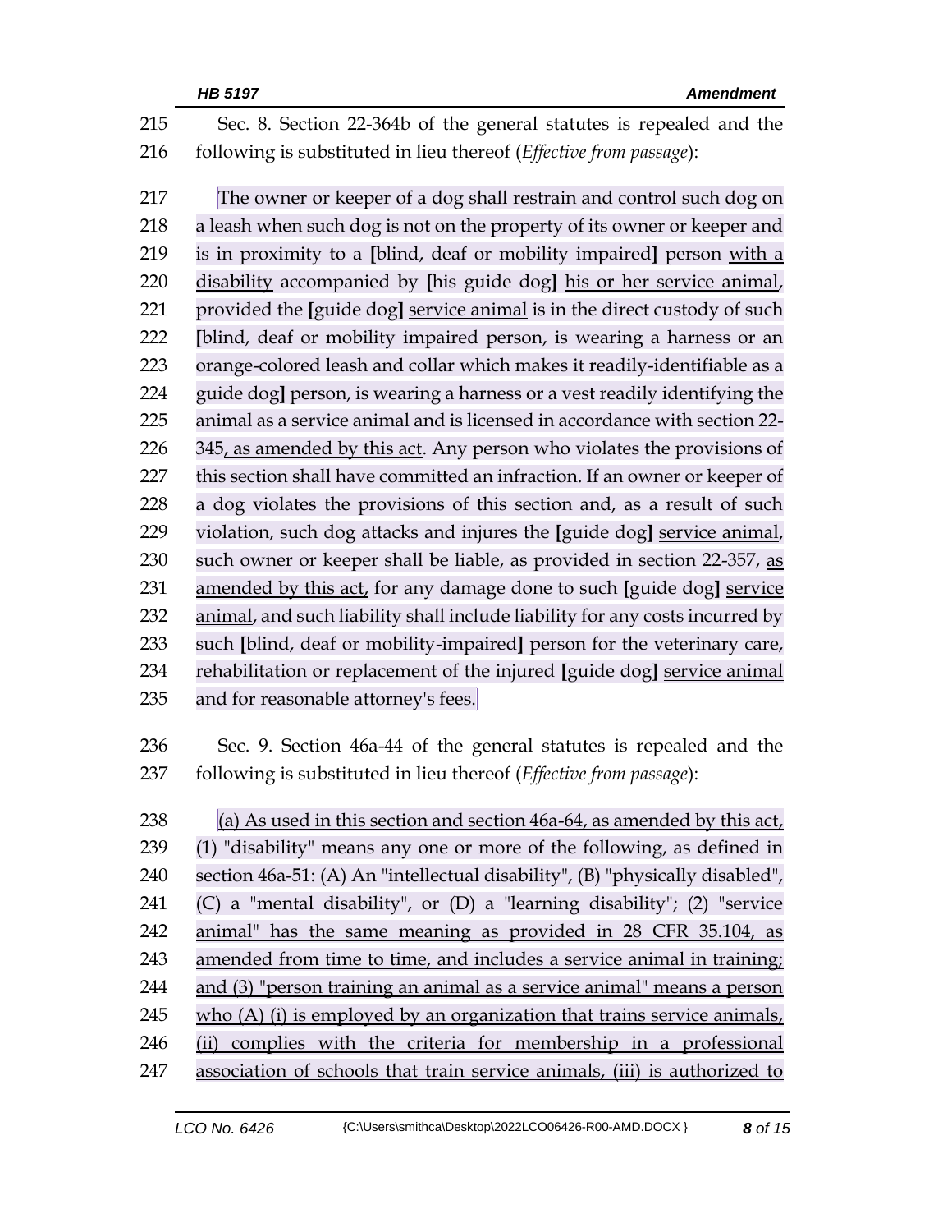Sec. 8. Section 22-364b of the general statutes is repealed and the following is substituted in lieu thereof (*Effective from passage*):

The owner or keeper of a dog shall restrain and control such dog on a leash when such dog is not on the property of its owner or keeper and is in proximity to a [blind, deaf or mobility impaired] person with a disability accompanied by [his guide dog] his or her service animal, provided the [guide dog] service animal is in the direct custody of such [blind, deaf or mobility impaired person, is wearing a harness or an orange-colored leash and collar which makes it readily-identifiable as a guide dog] person, is wearing a harness or a vest readily identifying the animal as a service animal and is licensed in accordance with section 22-345, as amended by this act. Any person who violates the provisions of this section shall have committed an infraction. If an owner or keeper of a dog violates the provisions of this section and, as a result of such violation, such dog attacks and injures the [guide dog] service animal, such owner or keeper shall be liable, as provided in section 22-357, as amended by this act, for any damage done to such [guide dog] service animal, and such liability shall include liability for any costs incurred by such [blind, deaf or mobility-impaired] person for the veterinary care, rehabilitation or replacement of the injured [guide dog] service animal and for reasonable attorney's fees.

Sec. 9. Section 46a-44 of the general statutes is repealed and the following is substituted in lieu thereof (*Effective from passage*):

(a) As used in this section and section 46a-64, as amended by this act, (1) "disability" means any one or more of the following, as defined in section 46a-51: (A) An "intellectual disability", (B) "physically disabled", (C) a "mental disability", or (D) a "learning disability"; (2) "service animal" has the same meaning as provided in 28 CFR 35.104, as amended from time to time, and includes a service animal in training; and (3) "person training an animal as a service animal" means a person who (A) (i) is employed by an organization that trains service animals, (ii) complies with the criteria for membership in a professional association of schools that train service animals, (iii) is authorized to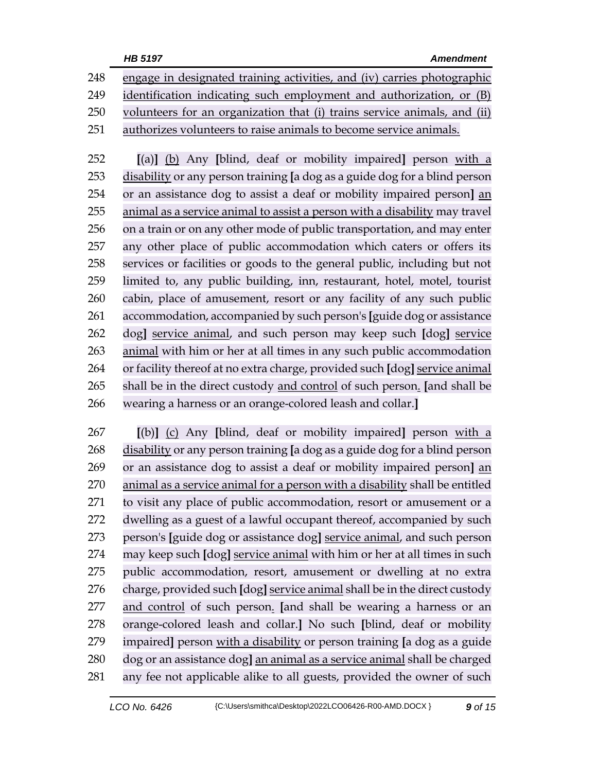engage in designated training activities, and (iv) carries photographic identification indicating such employment and authorization, or (B) volunteers for an organization that (i) trains service animals, and (ii) authorizes volunteers to raise animals to become service animals.

[(a)] (b) Any [blind, deaf or mobility impaired] person with a disability or any person training [a dog as a guide dog for a blind person or an assistance dog to assist a deaf or mobility impaired person] an animal as a service animal to assist a person with a disability may travel on a train or on any other mode of public transportation, and may enter any other place of public accommodation which caters or offers its services or facilities or goods to the general public, including but not limited to, any public building, inn, restaurant, hotel, motel, tourist cabin, place of amusement, resort or any facility of any such public accommodation, accompanied by such person's [guide dog or assistance dog] service animal, and such person may keep such [dog] service animal with him or her at all times in any such public accommodation or facility thereof at no extra charge, provided such [dog] service animal shall be in the direct custody and control of such person. [and shall be wearing a harness or an orange-colored leash and collar.]

[(b)] (c) Any [blind, deaf or mobility impaired] person with a disability or any person training [a dog as a guide dog for a blind person or an assistance dog to assist a deaf or mobility impaired person] an animal as a service animal for a person with a disability shall be entitled to visit any place of public accommodation, resort or amusement or a dwelling as a guest of a lawful occupant thereof, accompanied by such person's [guide dog or assistance dog] service animal, and such person may keep such [dog] service animal with him or her at all times in such public accommodation, resort, amusement or dwelling at no extra charge, provided such [dog] service animal shall be in the direct custody and control of such person. [and shall be wearing a harness or an orange-colored leash and collar.] No such [blind, deaf or mobility impaired] person with a disability or person training [a dog as a guide dog or an assistance dog] an animal as a service animal shall be charged any fee not applicable alike to all guests, provided the owner of such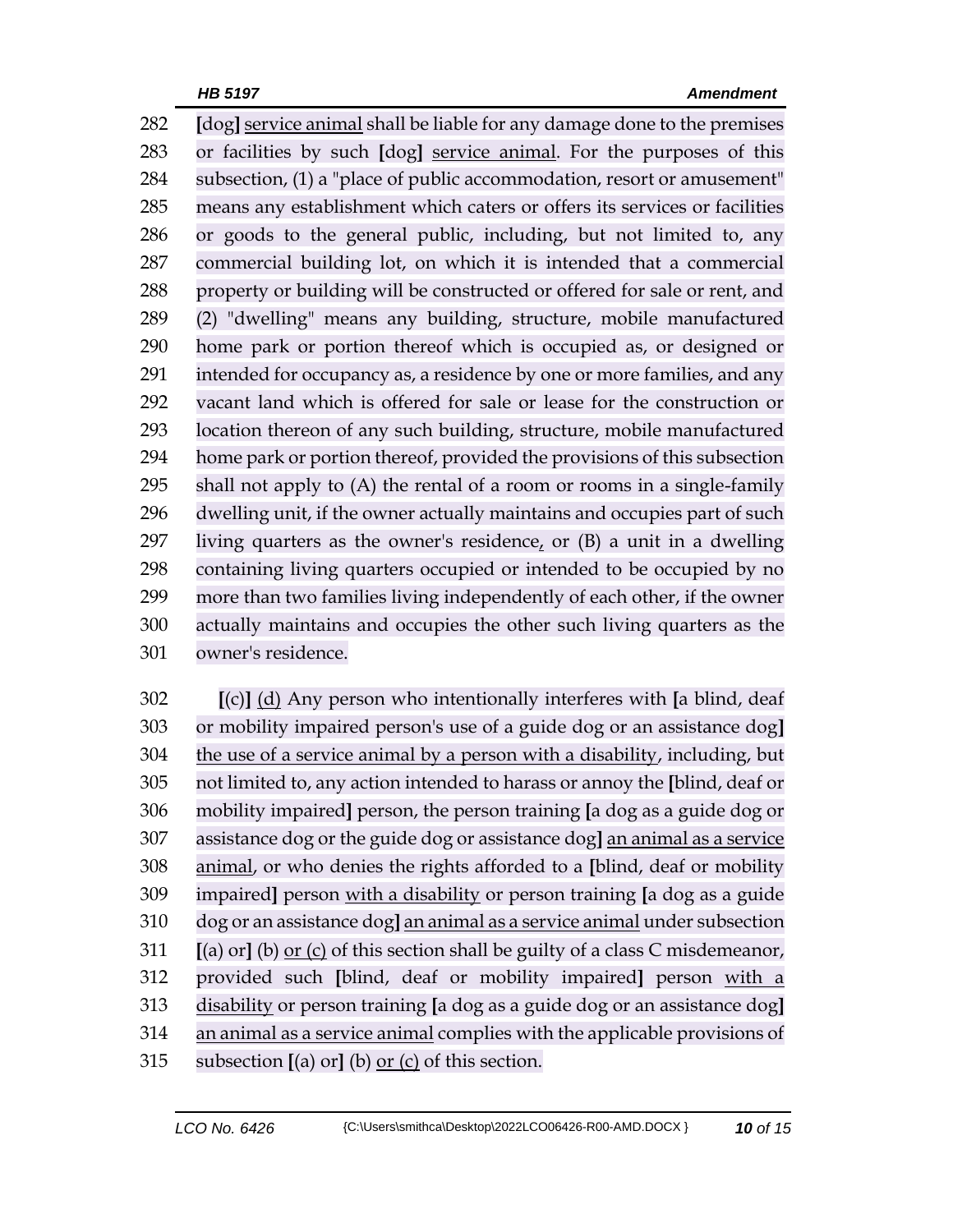282 **[**dog**]** <u>service animal</u> shall be liable for any damage done to the premises
283 or facilities by such **[**dog**]** <u>service animal</u>. For the purposes of this
284 subsection, (1) a "place of public accommodation, resort or amusement"
285 means any establishment which caters or offers its services or facilities
286 or goods to the general public, including, but not limited to, any
287 commercial building lot, on which it is intended that a commercial
288 property or building will be constructed or offered for sale or rent, and
289 (2) "dwelling" means any building, structure, mobile manufactured
290 home park or portion thereof which is occupied as, or designed or
291 intended for occupancy as, a residence by one or more families, and any
292 vacant land which is offered for sale or lease for the construction or
293 location thereon of any such building, structure, mobile manufactured
294 home park or portion thereof, provided the provisions of this subsection
295 shall not apply to (A) the rental of a room or rooms in a single-family
296 dwelling unit, if the owner actually maintains and occupies part of such
297 living quarters as the owner's residence<u>,</u> or (B) a unit in a dwelling
298 containing living quarters occupied or intended to be occupied by no
299 more than two families living independently of each other, if the owner
300 actually maintains and occupies the other such living quarters as the
301 owner's residence.

302 **[**(c)**]** <u>(d)</u> Any person who intentionally interferes with **[**a blind, deaf
303 or mobility impaired person's use of a guide dog or an assistance dog**]**
304 <u>the use of a service animal by a person with a disability</u>, including, but
305 not limited to, any action intended to harass or annoy the **[**blind, deaf or
306 mobility impaired**]** person, the person training **[**a dog as a guide dog or
307 assistance dog or the guide dog or assistance dog**]** <u>an animal as a service</u>
308 <u>animal</u>, or who denies the rights afforded to a **[**blind, deaf or mobility
309 impaired**]** person <u>with a disability</u> or person training **[**a dog as a guide
310 dog or an assistance dog**]** <u>an animal as a service animal</u> under subsection
311 **[**(a) or**]** (b) <u>or (c)</u> of this section shall be guilty of a class C misdemeanor,
312 provided such **[**blind, deaf or mobility impaired**]** person <u>with a</u>
313 <u>disability</u> or person training **[**a dog as a guide dog or an assistance dog**]**
314 <u>an animal as a service animal</u> complies with the applicable provisions of
315 subsection **[**(a) or**]** (b) <u>or (c)</u> of this section.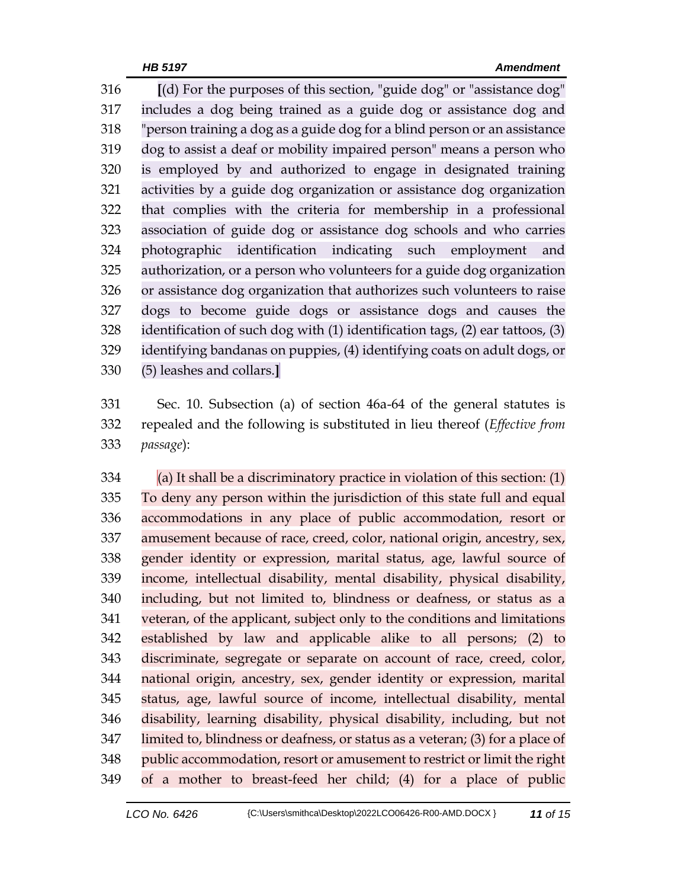[(d) For the purposes of this section, "guide dog" or "assistance dog" includes a dog being trained as a guide dog or assistance dog and "person training a dog as a guide dog for a blind person or an assistance dog to assist a deaf or mobility impaired person" means a person who is employed by and authorized to engage in designated training activities by a guide dog organization or assistance dog organization that complies with the criteria for membership in a professional association of guide dog or assistance dog schools and who carries photographic identification indicating such employment and authorization, or a person who volunteers for a guide dog organization or assistance dog organization that authorizes such volunteers to raise dogs to become guide dogs or assistance dogs and causes the identification of such dog with (1) identification tags, (2) ear tattoos, (3) identifying bandanas on puppies, (4) identifying coats on adult dogs, or (5) leashes and collars.]

Sec. 10. Subsection (a) of section 46a-64 of the general statutes is repealed and the following is substituted in lieu thereof (*Effective from passage*):

(a) It shall be a discriminatory practice in violation of this section: (1) To deny any person within the jurisdiction of this state full and equal accommodations in any place of public accommodation, resort or amusement because of race, creed, color, national origin, ancestry, sex, gender identity or expression, marital status, age, lawful source of income, intellectual disability, mental disability, physical disability, including, but not limited to, blindness or deafness, or status as a veteran, of the applicant, subject only to the conditions and limitations established by law and applicable alike to all persons; (2) to discriminate, segregate or separate on account of race, creed, color, national origin, ancestry, sex, gender identity or expression, marital status, age, lawful source of income, intellectual disability, mental disability, learning disability, physical disability, including, but not limited to, blindness or deafness, or status as a veteran; (3) for a place of public accommodation, resort or amusement to restrict or limit the right of a mother to breast-feed her child; (4) for a place of public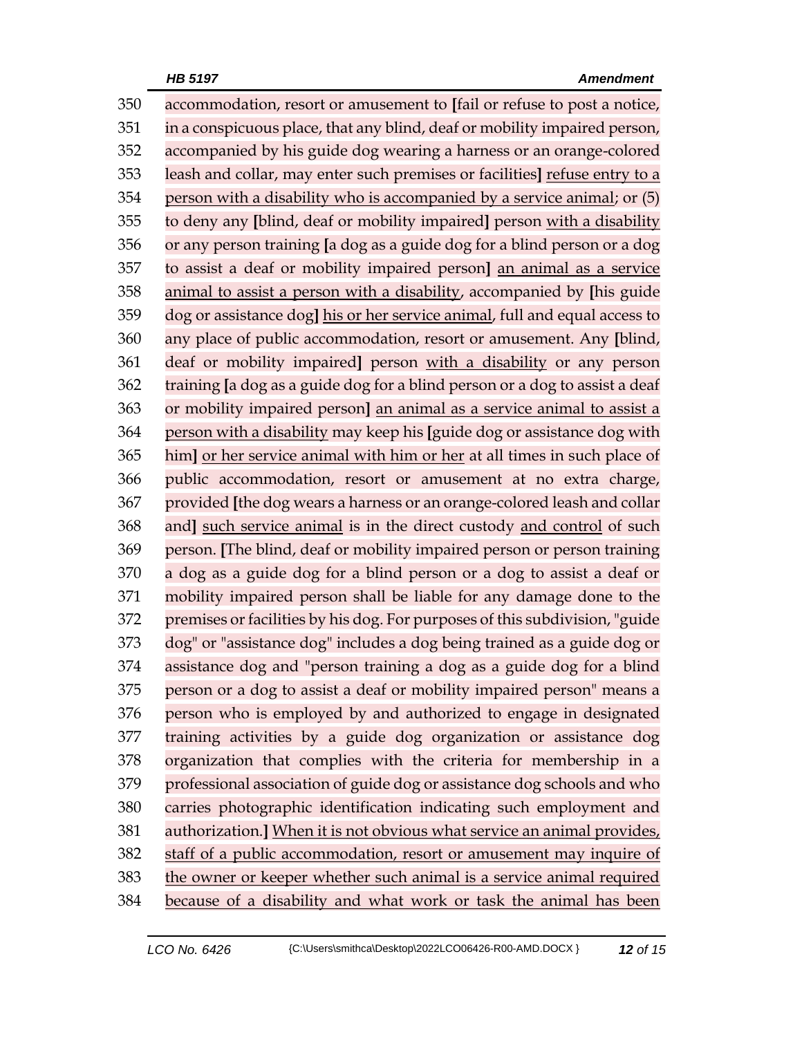accommodation, resort or amusement to [fail or refuse to post a notice, in a conspicuous place, that any blind, deaf or mobility impaired person, accompanied by his guide dog wearing a harness or an orange-colored leash and collar, may enter such premises or facilities] <u>refuse entry to a person with a disability who is accompanied by a service animal</u>; or (5) to deny any [blind, deaf or mobility impaired] person <u>with a disability</u> or any person training [a dog as a guide dog for a blind person or a dog to assist a deaf or mobility impaired person] <u>an animal as a service animal to assist a person with a disability</u>, accompanied by [his guide dog or assistance dog] <u>his or her service animal</u>, full and equal access to any place of public accommodation, resort or amusement. Any [blind, deaf or mobility impaired] person <u>with a disability</u> or any person training [a dog as a guide dog for a blind person or a dog to assist a deaf or mobility impaired person] <u>an animal as a service animal to assist a person with a disability</u> may keep his [guide dog or assistance dog with him] <u>or her service animal with him or her</u> at all times in such place of public accommodation, resort or amusement at no extra charge, provided [the dog wears a harness or an orange-colored leash and collar and] <u>such service animal</u> is in the direct custody <u>and control</u> of such person. [The blind, deaf or mobility impaired person or person training a dog as a guide dog for a blind person or a dog to assist a deaf or mobility impaired person shall be liable for any damage done to the premises or facilities by his dog. For purposes of this subdivision, "guide dog" or "assistance dog" includes a dog being trained as a guide dog or assistance dog and "person training a dog as a guide dog for a blind person or a dog to assist a deaf or mobility impaired person" means a person who is employed by and authorized to engage in designated training activities by a guide dog organization or assistance dog organization that complies with the criteria for membership in a professional association of guide dog or assistance dog schools and who carries photographic identification indicating such employment and authorization.] <u>When it is not obvious what service an animal provides, staff of a public accommodation, resort or amusement may inquire of the owner or keeper whether such animal is a service animal required because of a disability and what work or task the animal has been</u>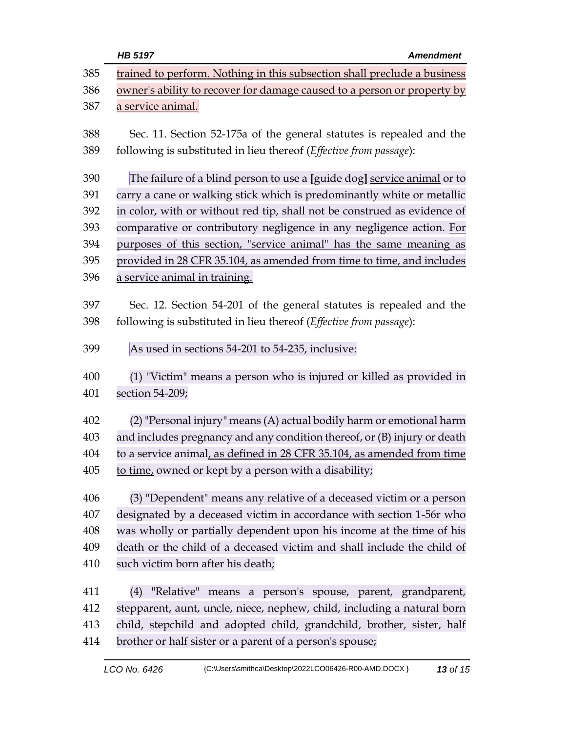385 trained to perform. Nothing in this subsection shall preclude a business
386 owner's ability to recover for damage caused to a person or property by
387 a service animal.

388 Sec. 11. Section 52-175a of the general statutes is repealed and the
389 following is substituted in lieu thereof (*Effective from passage*):

390 The failure of a blind person to use a **[**guide dog**]** service animal or to
391 carry a cane or walking stick which is predominantly white or metallic
392 in color, with or without red tip, shall not be construed as evidence of
393 comparative or contributory negligence in any negligence action. For
394 purposes of this section, "service animal" has the same meaning as
395 provided in 28 CFR 35.104, as amended from time to time, and includes
396 a service animal in training.

397 Sec. 12. Section 54-201 of the general statutes is repealed and the
398 following is substituted in lieu thereof (*Effective from passage*):

399 As used in sections 54-201 to 54-235, inclusive:

400 (1) "Victim" means a person who is injured or killed as provided in
401 section 54-209;

402 (2) "Personal injury" means (A) actual bodily harm or emotional harm
403 and includes pregnancy and any condition thereof, or (B) injury or death
404 to a service animal, as defined in 28 CFR 35.104, as amended from time
405 to time, owned or kept by a person with a disability;

406 (3) "Dependent" means any relative of a deceased victim or a person
407 designated by a deceased victim in accordance with section 1-56r who
408 was wholly or partially dependent upon his income at the time of his
409 death or the child of a deceased victim and shall include the child of
410 such victim born after his death;

411 (4) "Relative" means a person's spouse, parent, grandparent,
412 stepparent, aunt, uncle, niece, nephew, child, including a natural born
413 child, stepchild and adopted child, grandchild, brother, sister, half
414 brother or half sister or a parent of a person's spouse;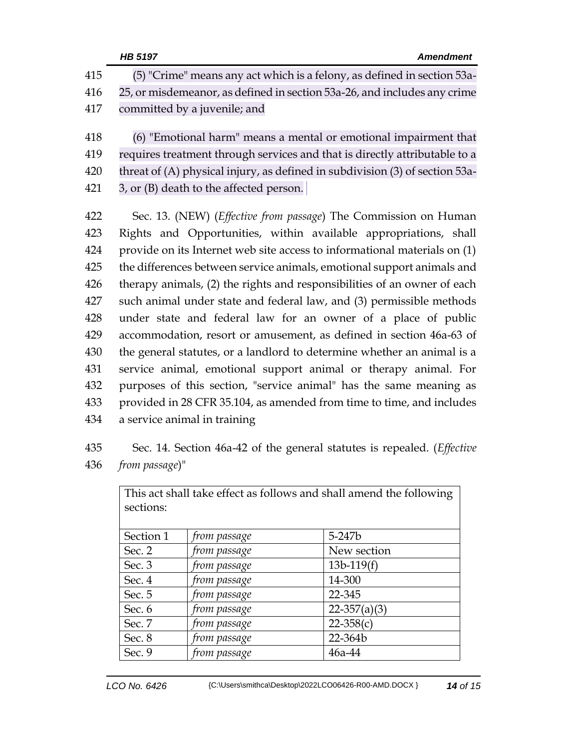415 (5) "Crime" means any act which is a felony, as defined in section 53a-416 25, or misdemeanor, as defined in section 53a-26, and includes any crime 417 committed by a juvenile; and

418 (6) "Emotional harm" means a mental or emotional impairment that 419 requires treatment through services and that is directly attributable to a 420 threat of (A) physical injury, as defined in subdivision (3) of section 53a-421 3, or (B) death to the affected person.

422 Sec. 13. (NEW) (*Effective from passage*) The Commission on Human 423 Rights and Opportunities, within available appropriations, shall 424 provide on its Internet web site access to informational materials on (1) 425 the differences between service animals, emotional support animals and 426 therapy animals, (2) the rights and responsibilities of an owner of each 427 such animal under state and federal law, and (3) permissible methods 428 under state and federal law for an owner of a place of public 429 accommodation, resort or amusement, as defined in section 46a-63 of 430 the general statutes, or a landlord to determine whether an animal is a 431 service animal, emotional support animal or therapy animal. For 432 purposes of this section, "service animal" has the same meaning as 433 provided in 28 CFR 35.104, as amended from time to time, and includes 434 a service animal in training

435 Sec. 14. Section 46a-42 of the general statutes is repealed. (*Effective* 436 *from passage*)"

| This act shall take effect as follows and shall amend the following sections: | | |
|---|---|---|
| Section 1 | *from passage* | 5-247b |
| Sec. 2 | *from passage* | New section |
| Sec. 3 | *from passage* | 13b-119(f) |
| Sec. 4 | *from passage* | 14-300 |
| Sec. 5 | *from passage* | 22-345 |
| Sec. 6 | *from passage* | 22-357(a)(3) |
| Sec. 7 | *from passage* | 22-358(c) |
| Sec. 8 | *from passage* | 22-364b |
| Sec. 9 | *from passage* | 46a-44 |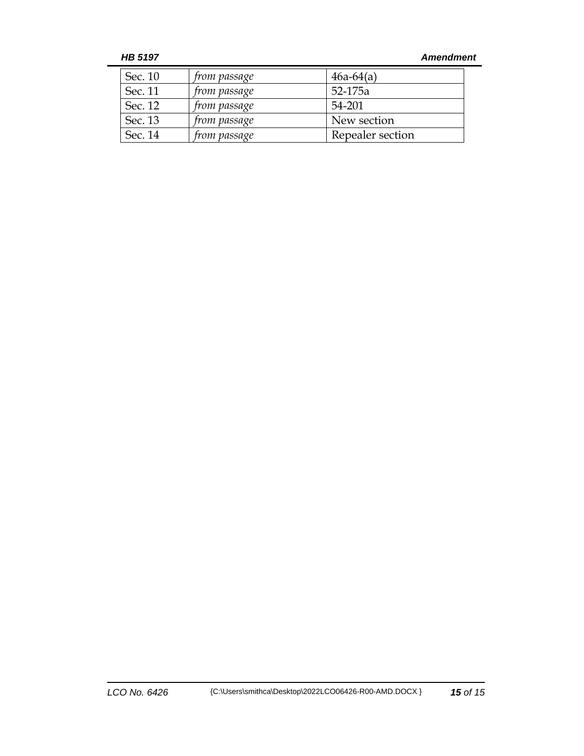| | | |
|---|---|---|
| Sec. 10 | *from passage* | 46a-64(a) |
| Sec. 11 | *from passage* | 52-175a |
| Sec. 12 | *from passage* | 54-201 |
| Sec. 13 | *from passage* | New section |
| Sec. 14 | *from passage* | Repealer section |